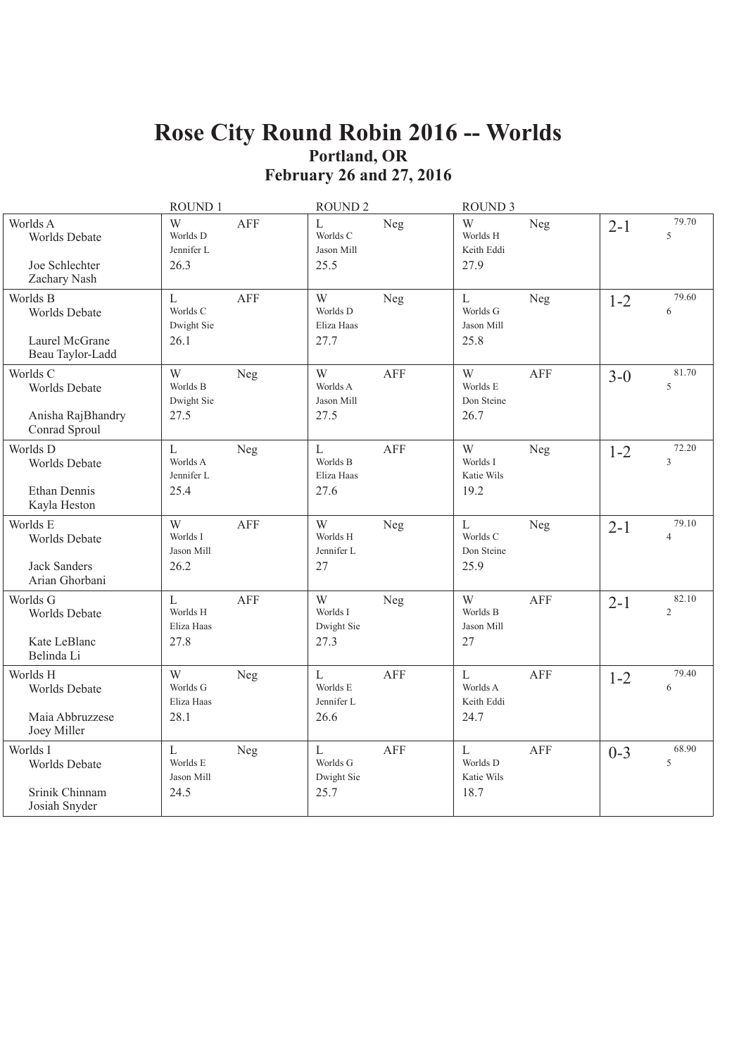# Rose City Round Robin 2016 -- Worlds

## Portland, OR

## February 26 and 27, 2016

| | ROUND 1 | | ROUND 2 | | ROUND 3 | | | |
|---|---|---|---|---|---|---|---|---|
| Worlds A<br>Worlds Debate<br><br>Joe Schlechter<br>Zachary Nash | W<br>Worlds D<br>Jennifer L<br>26.3 | AFF | L<br>Worlds C<br>Jason Mill<br>25.5 | Neg | W<br>Worlds H<br>Keith Eddi<br>27.9 | Neg | 2-1 | 79.70<br>5 |
| Worlds B<br>Worlds Debate<br><br>Laurel McGrane<br>Beau Taylor-Ladd | L<br>Worlds C<br>Dwight Sie<br>26.1 | AFF | W<br>Worlds D<br>Eliza Haas<br>27.7 | Neg | L<br>Worlds G<br>Jason Mill<br>25.8 | Neg | 1-2 | 79.60<br>6 |
| Worlds C<br>Worlds Debate<br><br>Anisha RajBhandry<br>Conrad Sproul | W<br>Worlds B<br>Dwight Sie<br>27.5 | Neg | W<br>Worlds A<br>Jason Mill<br>27.5 | AFF | W<br>Worlds E<br>Don Steine<br>26.7 | AFF | 3-0 | 81.70<br>5 |
| Worlds D<br>Worlds Debate<br><br>Ethan Dennis<br>Kayla Heston | L<br>Worlds A<br>Jennifer L<br>25.4 | Neg | L<br>Worlds B<br>Eliza Haas<br>27.6 | AFF | W<br>Worlds I<br>Katie Wils<br>19.2 | Neg | 1-2 | 72.20<br>3 |
| Worlds E<br>Worlds Debate<br><br>Jack Sanders<br>Arian Ghorbani | W<br>Worlds I<br>Jason Mill<br>26.2 | AFF | W<br>Worlds H<br>Jennifer L<br>27 | Neg | L<br>Worlds C<br>Don Steine<br>25.9 | Neg | 2-1 | 79.10<br>4 |
| Worlds G<br>Worlds Debate<br><br>Kate LeBlanc<br>Belinda Li | L<br>Worlds H<br>Eliza Haas<br>27.8 | AFF | W<br>Worlds I<br>Dwight Sie<br>27.3 | Neg | W<br>Worlds B<br>Jason Mill<br>27 | AFF | 2-1 | 82.10<br>2 |
| Worlds H<br>Worlds Debate<br><br>Maia Abbruzzese<br>Joey Miller | W<br>Worlds G<br>Eliza Haas<br>28.1 | Neg | L<br>Worlds E<br>Jennifer L<br>26.6 | AFF | L<br>Worlds A<br>Keith Eddi<br>24.7 | AFF | 1-2 | 79.40<br>6 |
| Worlds I<br>Worlds Debate<br><br>Srinik Chinnam<br>Josiah Snyder | L<br>Worlds E<br>Jason Mill<br>24.5 | Neg | L<br>Worlds G<br>Dwight Sie<br>25.7 | AFF | L<br>Worlds D<br>Katie Wils<br>18.7 | AFF | 0-3 | 68.90<br>5 |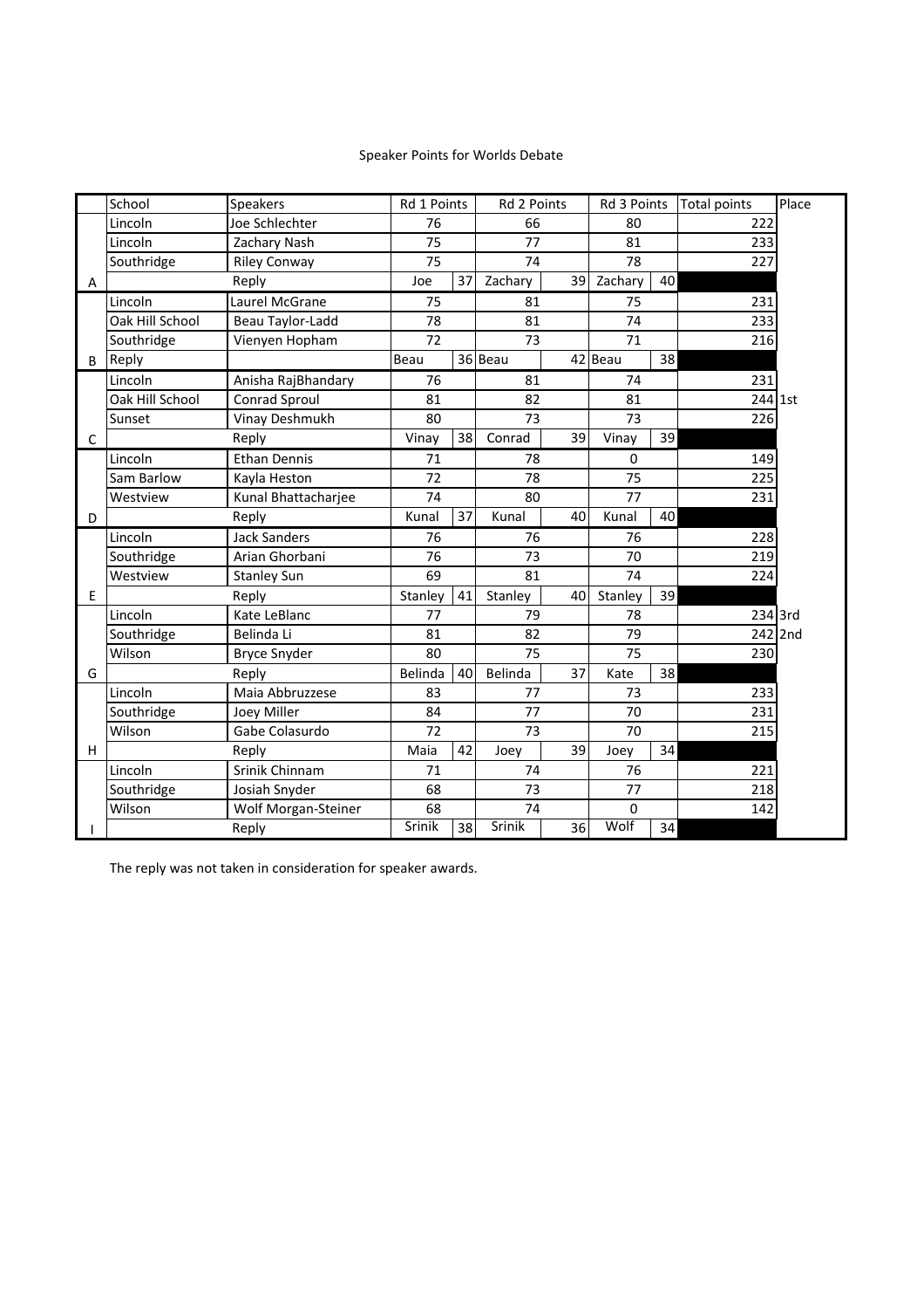Speaker Points for Worlds Debate

| | School | Speakers | Rd 1 Points | | Rd 2 Points | | Rd 3 Points | | Total points | Place |
|---|---|---|---|---|---|---|---|---|---|---|
| | Lincoln | Joe Schlechter | 76 | | 66 | | 80 | | 222 | |
| | Lincoln | Zachary Nash | 75 | | 77 | | 81 | | 233 | |
| | Southridge | Riley Conway | 75 | | 74 | | 78 | | 227 | |
| A | | Reply | Joe | 37 | Zachary | 39 | Zachary | 40 | | |
| | Lincoln | Laurel McGrane | 75 | | 81 | | 75 | | 231 | |
| | Oak Hill School | Beau Taylor-Ladd | 78 | | 81 | | 74 | | 233 | |
| | Southridge | Vienyen Hopham | 72 | | 73 | | 71 | | 216 | |
| B | Reply | | Beau | 36 | Beau | 42 | Beau | 38 | | |
| | Lincoln | Anisha RajBhandary | 76 | | 81 | | 74 | | 231 | |
| | Oak Hill School | Conrad Sproul | 81 | | 82 | | 81 | | 244 | 1st |
| | Sunset | Vinay Deshmukh | 80 | | 73 | | 73 | | 226 | |
| C | | Reply | Vinay | 38 | Conrad | 39 | Vinay | 39 | | |
| | Lincoln | Ethan Dennis | 71 | | 78 | | 0 | | 149 | |
| | Sam Barlow | Kayla Heston | 72 | | 78 | | 75 | | 225 | |
| | Westview | Kunal Bhattacharjee | 74 | | 80 | | 77 | | 231 | |
| D | | Reply | Kunal | 37 | Kunal | 40 | Kunal | 40 | | |
| | Lincoln | Jack Sanders | 76 | | 76 | | 76 | | 228 | |
| | Southridge | Arian Ghorbani | 76 | | 73 | | 70 | | 219 | |
| | Westview | Stanley Sun | 69 | | 81 | | 74 | | 224 | |
| E | | Reply | Stanley | 41 | Stanley | 40 | Stanley | 39 | | |
| | Lincoln | Kate LeBlanc | 77 | | 79 | | 78 | | 234 | 3rd |
| | Southridge | Belinda Li | 81 | | 82 | | 79 | | 242 | 2nd |
| | Wilson | Bryce Snyder | 80 | | 75 | | 75 | | 230 | |
| G | | Reply | Belinda | 40 | Belinda | 37 | Kate | 38 | | |
| | Lincoln | Maia Abbruzzese | 83 | | 77 | | 73 | | 233 | |
| | Southridge | Joey Miller | 84 | | 77 | | 70 | | 231 | |
| | Wilson | Gabe Colasurdo | 72 | | 73 | | 70 | | 215 | |
| H | | Reply | Maia | 42 | Joey | 39 | Joey | 34 | | |
| | Lincoln | Srinik Chinnam | 71 | | 74 | | 76 | | 221 | |
| | Southridge | Josiah Snyder | 68 | | 73 | | 77 | | 218 | |
| | Wilson | Wolf Morgan-Steiner | 68 | | 74 | | 0 | | 142 | |
| I | | Reply | Srinik | 38 | Srinik | 36 | Wolf | 34 | | |

The reply was not taken in consideration for speaker awards.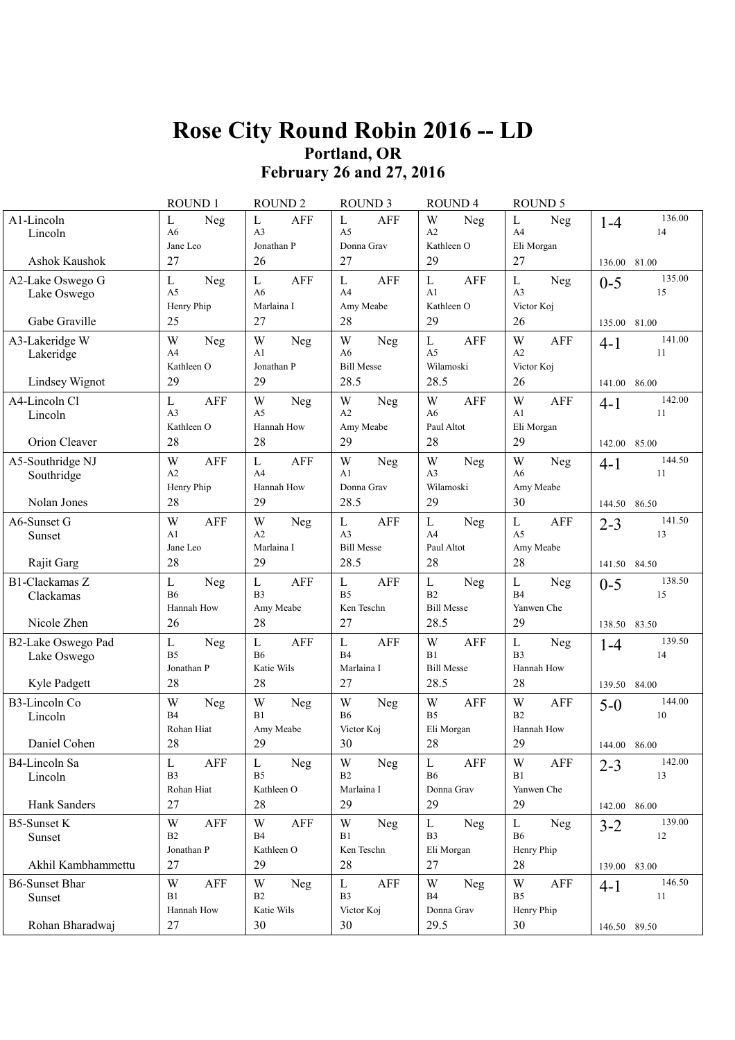# Rose City Round Robin 2016 -- LD

## Portland, OR

## February 26 and 27, 2016

| | ROUND 1 | ROUND 2 | ROUND 3 | ROUND 4 | ROUND 5 | |
|---|---|---|---|---|---|---|
| A1-Lincoln<br>Lincoln<br>Ashok Kaushok | L Neg<br>A6<br>Jane Leo<br>27 | L AFF<br>A3<br>Jonathan P<br>26 | L AFF<br>A5<br>Donna Grav<br>27 | W Neg<br>A2<br>Kathleen O<br>29 | L Neg<br>A4<br>Eli Morgan<br>27 | 1-4 136.00<br>14<br>136.00 81.00 |
| A2-Lake Oswego G<br>Lake Oswego<br>Gabe Graville | L Neg<br>A5<br>Henry Phip<br>25 | L AFF<br>A6<br>Marlaina I<br>27 | L AFF<br>A4<br>Amy Meabe<br>28 | L AFF<br>A1<br>Kathleen O<br>29 | L Neg<br>A3<br>Victor Koj<br>26 | 0-5 135.00<br>15<br>135.00 81.00 |
| A3-Lakeridge W<br>Lakeridge<br>Lindsey Wignot | W Neg<br>A4<br>Kathleen O<br>29 | W Neg<br>A1<br>Jonathan P<br>29 | W Neg<br>A6<br>Bill Messe<br>28.5 | L AFF<br>A5<br>Wilamoski<br>28.5 | W AFF<br>A2<br>Victor Koj<br>26 | 4-1 141.00<br>11<br>141.00 86.00 |
| A4-Lincoln Cl<br>Lincoln<br>Orion Cleaver | L AFF<br>A3<br>Kathleen O<br>28 | W Neg<br>A5<br>Hannah How<br>28 | W Neg<br>A2<br>Amy Meabe<br>29 | W AFF<br>A6<br>Paul Altot<br>28 | W AFF<br>A1<br>Eli Morgan<br>29 | 4-1 142.00<br>11<br>142.00 85.00 |
| A5-Southridge NJ<br>Southridge<br>Nolan Jones | W AFF<br>A2<br>Henry Phip<br>28 | L AFF<br>A4<br>Hannah How<br>29 | W Neg<br>A1<br>Donna Grav<br>28.5 | W Neg<br>A3<br>Wilamoski<br>29 | W Neg<br>A6<br>Amy Meabe<br>30 | 4-1 144.50<br>11<br>144.50 86.50 |
| A6-Sunset G<br>Sunset<br>Rajit Garg | W AFF<br>A1<br>Jane Leo<br>28 | W Neg<br>A2<br>Marlaina I<br>29 | L AFF<br>A3<br>Bill Messe<br>28.5 | L Neg<br>A4<br>Paul Altot<br>28 | L AFF<br>A5<br>Amy Meabe<br>28 | 2-3 141.50<br>13<br>141.50 84.50 |
| B1-Clackamas Z<br>Clackamas<br>Nicole Zhen | L Neg<br>B6<br>Hannah How<br>26 | L AFF<br>B3<br>Amy Meabe<br>28 | L AFF<br>B5<br>Ken Teschn<br>27 | L Neg<br>B2<br>Bill Messe<br>28.5 | L Neg<br>B4<br>Yanwen Che<br>29 | 0-5 138.50<br>15<br>138.50 83.50 |
| B2-Lake Oswego Pad<br>Lake Oswego<br>Kyle Padgett | L Neg<br>B5<br>Jonathan P<br>28 | L AFF<br>B6<br>Katie Wils<br>28 | L AFF<br>B4<br>Marlaina I<br>27 | W AFF<br>B1<br>Bill Messe<br>28.5 | L Neg<br>B3<br>Hannah How<br>28 | 1-4 139.50<br>14<br>139.50 84.00 |
| B3-Lincoln Co<br>Lincoln<br>Daniel Cohen | W Neg<br>B4<br>Rohan Hiat<br>28 | W Neg<br>B1<br>Amy Meabe<br>29 | W Neg<br>B6<br>Victor Koj<br>30 | W AFF<br>B5<br>Eli Morgan<br>28 | W AFF<br>B2<br>Hannah How<br>29 | 5-0 144.00<br>10<br>144.00 86.00 |
| B4-Lincoln Sa<br>Lincoln<br>Hank Sanders | L AFF<br>B3<br>Rohan Hiat<br>27 | L Neg<br>B5<br>Kathleen O<br>28 | W Neg<br>B2<br>Marlaina I<br>29 | L AFF<br>B6<br>Donna Grav<br>29 | W AFF<br>B1<br>Yanwen Che<br>29 | 2-3 142.00<br>13<br>142.00 86.00 |
| B5-Sunset K<br>Sunset<br>Akhil Kambhammettu | W AFF<br>B2<br>Jonathan P<br>27 | W AFF<br>B4<br>Kathleen O<br>29 | W Neg<br>B1<br>Ken Teschn<br>28 | L Neg<br>B3<br>Eli Morgan<br>27 | L Neg<br>B6<br>Henry Phip<br>28 | 3-2 139.00<br>12<br>139.00 83.00 |
| B6-Sunset Bhar<br>Sunset<br>Rohan Bharadwaj | W AFF<br>B1<br>Hannah How<br>27 | W Neg<br>B2<br>Katie Wils<br>30 | L AFF<br>B3<br>Victor Koj<br>30 | W Neg<br>B4<br>Donna Grav<br>29.5 | W AFF<br>B5<br>Henry Phip<br>30 | 4-1 146.50<br>11<br>146.50 89.50 |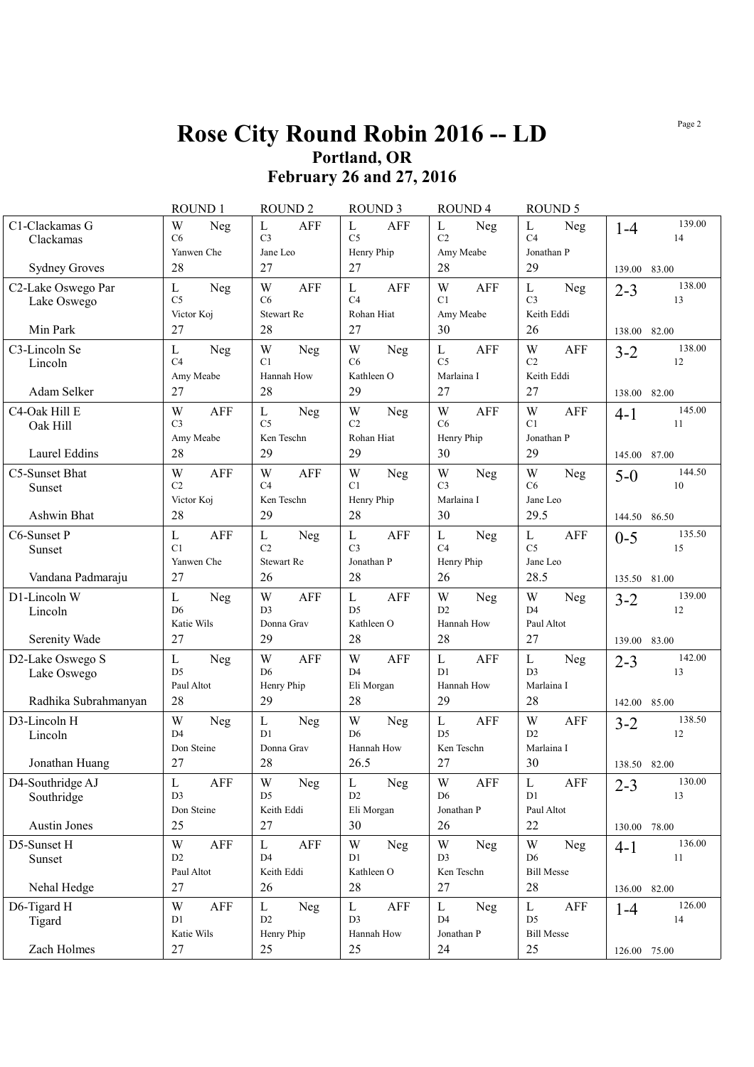# Rose City Round Robin 2016 -- LD

## Portland, OR

## February 26 and 27, 2016

| | ROUND 1 | ROUND 2 | ROUND 3 | ROUND 4 | ROUND 5 | |
|---|---|---|---|---|---|---|
| C1-Clackamas G<br>Clackamas<br>Sydney Groves | W Neg<br>C6<br>Yanwen Che<br>28 | L AFF<br>C3<br>Jane Leo<br>27 | L AFF<br>C5<br>Henry Phip<br>27 | L Neg<br>C2<br>Amy Meabe<br>28 | L Neg<br>C4<br>Jonathan P<br>29 | 1-4 139.00<br>14<br>139.00 83.00 |
| C2-Lake Oswego Par<br>Lake Oswego<br>Min Park | L Neg<br>C5<br>Victor Koj<br>27 | W AFF<br>C6<br>Stewart Re<br>28 | L AFF<br>C4<br>Rohan Hiat<br>27 | W AFF<br>C1<br>Amy Meabe<br>30 | L Neg<br>C3<br>Keith Eddi<br>26 | 2-3 138.00<br>13<br>138.00 82.00 |
| C3-Lincoln Se<br>Lincoln<br>Adam Selker | L Neg<br>C4<br>Amy Meabe<br>27 | W Neg<br>C1<br>Hannah How<br>28 | W Neg<br>C6<br>Kathleen O<br>29 | L AFF<br>C5<br>Marlaina I<br>27 | W AFF<br>C2<br>Keith Eddi<br>27 | 3-2 138.00<br>12<br>138.00 82.00 |
| C4-Oak Hill E<br>Oak Hill<br>Laurel Eddins | W AFF<br>C3<br>Amy Meabe<br>28 | L Neg<br>C5<br>Ken Teschn<br>29 | W Neg<br>C2<br>Rohan Hiat<br>29 | W AFF<br>C6<br>Henry Phip<br>30 | W AFF<br>C1<br>Jonathan P<br>29 | 4-1 145.00<br>11<br>145.00 87.00 |
| C5-Sunset Bhat<br>Sunset<br>Ashwin Bhat | W AFF<br>C2<br>Victor Koj<br>28 | W AFF<br>C4<br>Ken Teschn<br>29 | W Neg<br>C1<br>Henry Phip<br>28 | W Neg<br>C3<br>Marlaina I<br>30 | W Neg<br>C6<br>Jane Leo<br>29.5 | 5-0 144.50<br>10<br>144.50 86.50 |
| C6-Sunset P<br>Sunset<br>Vandana Padmaraju | L AFF<br>C1<br>Yanwen Che<br>27 | L Neg<br>C2<br>Stewart Re<br>26 | L AFF<br>C3<br>Jonathan P<br>28 | L Neg<br>C4<br>Henry Phip<br>26 | L AFF<br>C5<br>Jane Leo<br>28.5 | 0-5 135.50<br>15<br>135.50 81.00 |
| D1-Lincoln W<br>Lincoln<br>Serenity Wade | L Neg<br>D6<br>Katie Wils<br>27 | W AFF<br>D3<br>Donna Grav<br>29 | L AFF<br>D5<br>Kathleen O<br>28 | W Neg<br>D2<br>Hannah How<br>28 | W Neg<br>D4<br>Paul Altot<br>27 | 3-2 139.00<br>12<br>139.00 83.00 |
| D2-Lake Oswego S<br>Lake Oswego<br>Radhika Subrahmanyan | L Neg<br>D5<br>Paul Altot<br>28 | W AFF<br>D6<br>Henry Phip<br>29 | W AFF<br>D4<br>Eli Morgan<br>28 | L AFF<br>D1<br>Hannah How<br>29 | L Neg<br>D3<br>Marlaina I<br>28 | 2-3 142.00<br>13<br>142.00 85.00 |
| D3-Lincoln H<br>Lincoln<br>Jonathan Huang | W Neg<br>D4<br>Don Steine<br>27 | L Neg<br>D1<br>Donna Grav<br>28 | W Neg<br>D6<br>Hannah How<br>26.5 | L AFF<br>D5<br>Ken Teschn<br>27 | W AFF<br>D2<br>Marlaina I<br>30 | 3-2 138.50<br>12<br>138.50 82.00 |
| D4-Southridge AJ<br>Southridge<br>Austin Jones | L AFF<br>D3<br>Don Steine<br>25 | W Neg<br>D5<br>Keith Eddi<br>27 | L Neg<br>D2<br>Eli Morgan<br>30 | W AFF<br>D6<br>Jonathan P<br>26 | L AFF<br>D1<br>Paul Altot<br>22 | 2-3 130.00<br>13<br>130.00 78.00 |
| D5-Sunset H<br>Sunset<br>Nehal Hedge | W AFF<br>D2<br>Paul Altot<br>27 | L AFF<br>D4<br>Keith Eddi<br>26 | W Neg<br>D1<br>Kathleen O<br>28 | W Neg<br>D3<br>Ken Teschn<br>27 | W Neg<br>D6<br>Bill Messe<br>28 | 4-1 136.00<br>11<br>136.00 82.00 |
| D6-Tigard H<br>Tigard<br>Zach Holmes | W AFF<br>D1<br>Katie Wils<br>27 | L Neg<br>D2<br>Henry Phip<br>25 | L AFF<br>D3<br>Hannah How<br>25 | L Neg<br>D4<br>Jonathan P<br>24 | L AFF<br>D5<br>Bill Messe<br>25 | 1-4 126.00<br>14<br>126.00 75.00 |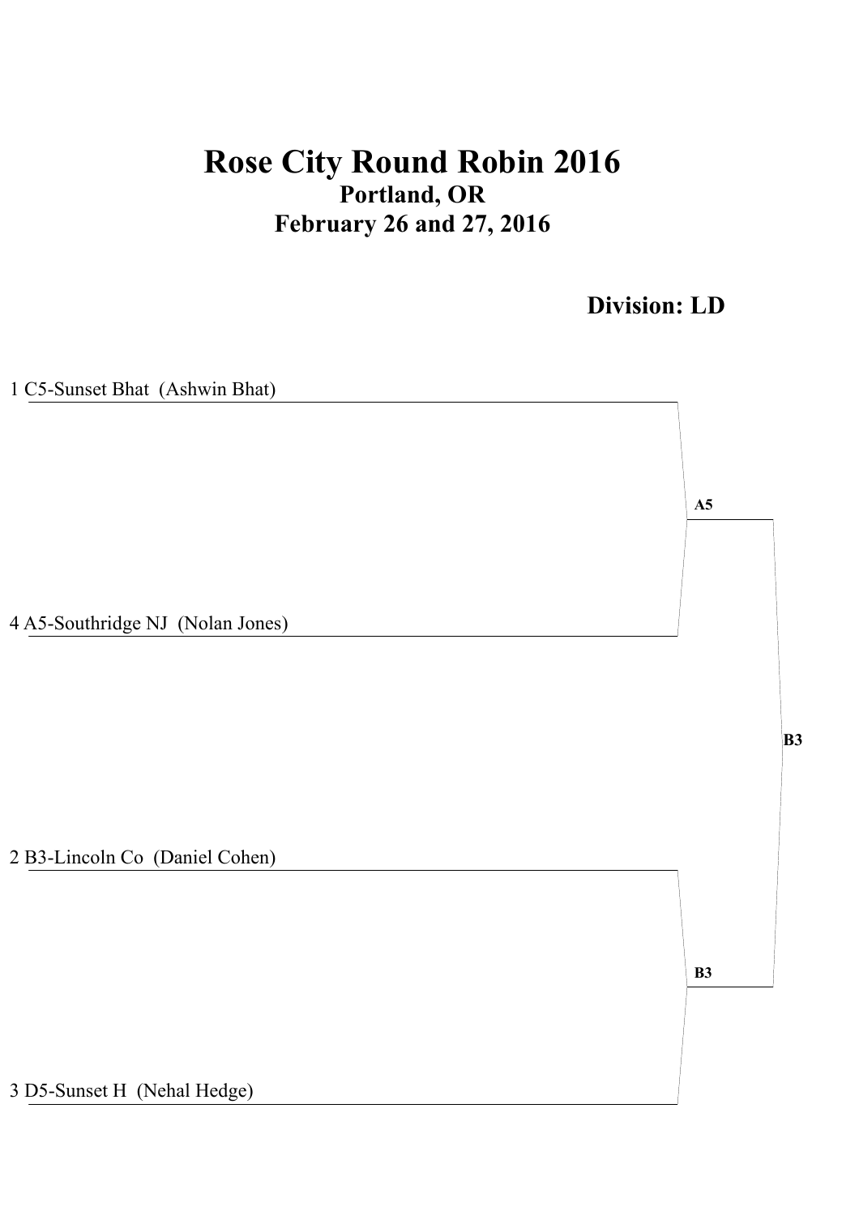# Rose City Round Robin 2016

## Portland, OR

## February 26 and 27, 2016

**Division: LD**

1 C5-Sunset Bhat (Ashwin Bhat)

4 A5-Southridge NJ (Nolan Jones)

**A5**

2 B3-Lincoln Co (Daniel Cohen)

3 D5-Sunset H (Nehal Hedge)

**B3**

**B3**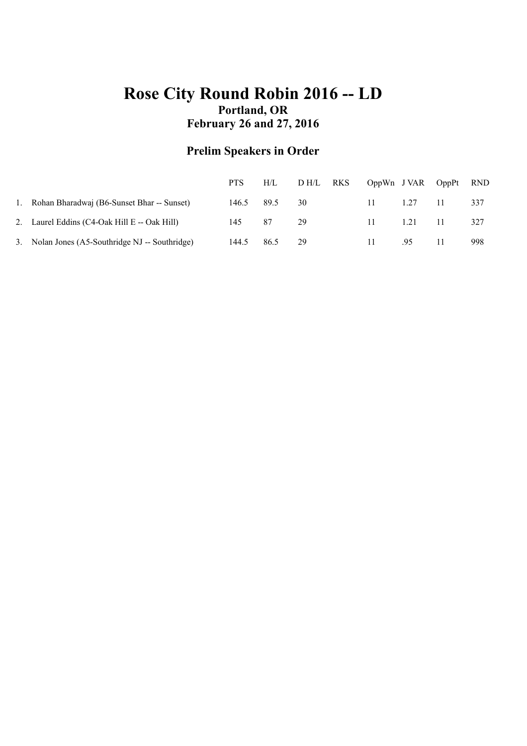# Rose City Round Robin 2016 -- LD

**Portland, OR**

**February 26 and 27, 2016**

## Prelim Speakers in Order

| | | PTS | H/L | D H/L | RKS | OppWn | J VAR | OppPt | RND |
|---|---|---|---|---|---|---|---|---|---|
| 1. | Rohan Bharadwaj (B6-Sunset Bhar -- Sunset) | 146.5 | 89.5 | 30 | | 11 | 1.27 | 11 | 337 |
| 2. | Laurel Eddins (C4-Oak Hill E -- Oak Hill) | 145 | 87 | 29 | | 11 | 1.21 | 11 | 327 |
| 3. | Nolan Jones (A5-Southridge NJ -- Southridge) | 144.5 | 86.5 | 29 | | 11 | .95 | 11 | 998 |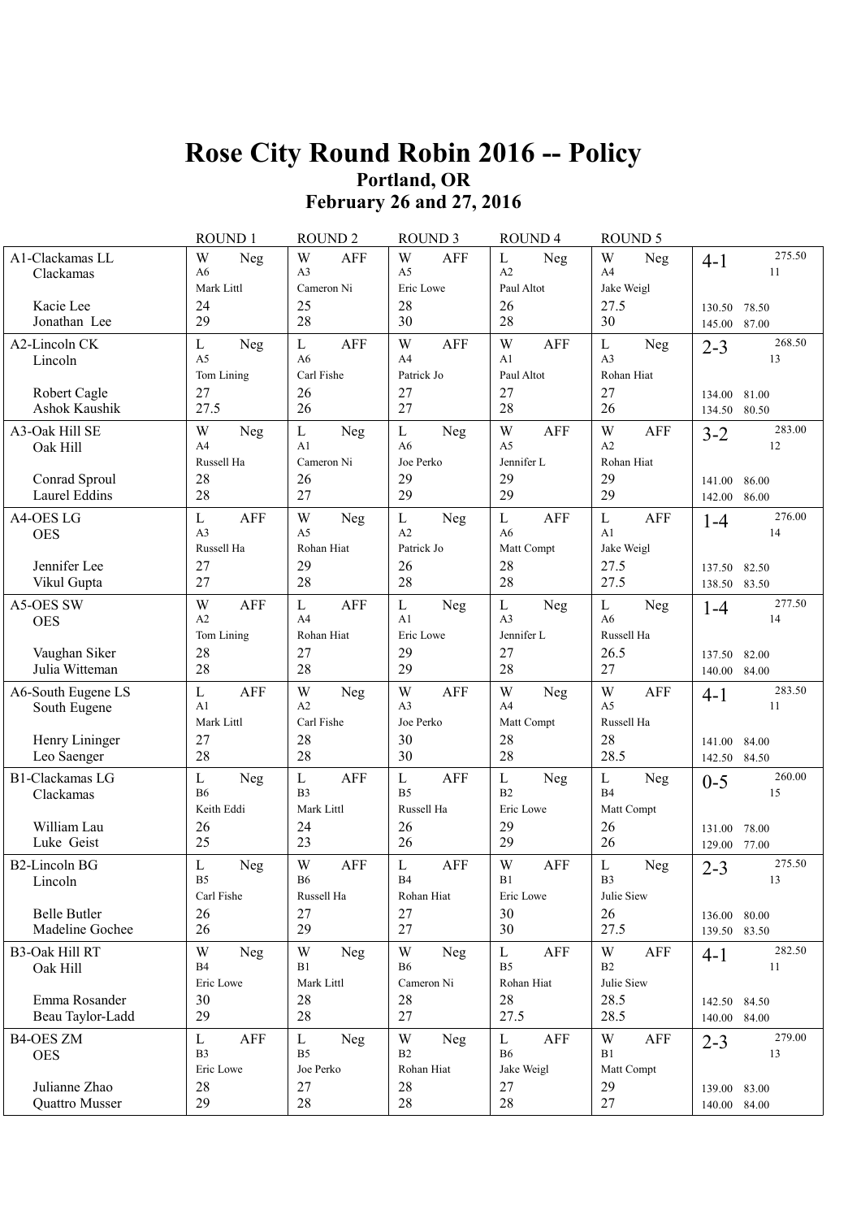# Rose City Round Robin 2016 -- Policy

## Portland, OR

## February 26 and 27, 2016

| Team | ROUND 1 | ROUND 2 | ROUND 3 | ROUND 4 | ROUND 5 | Record |
|---|---|---|---|---|---|---|
| A1-Clackamas LL<br>Clackamas<br><br>Kacie Lee<br>Jonathan Lee | W Neg<br>A6<br>Mark Littl<br>24<br>29 | W AFF<br>A3<br>Cameron Ni<br>25<br>28 | W AFF<br>A5<br>Eric Lowe<br>28<br>30 | L Neg<br>A2<br>Paul Altot<br>26<br>28 | W Neg<br>A4<br>Jake Weigl<br>27.5<br>30 | 4-1 275.50<br>11<br><br>130.50 78.50<br>145.00 87.00 |
| A2-Lincoln CK<br>Lincoln<br><br>Robert Cagle<br>Ashok Kaushik | L Neg<br>A5<br>Tom Lining<br>27<br>27.5 | L AFF<br>A6<br>Carl Fishe<br>26<br>26 | W AFF<br>A4<br>Patrick Jo<br>27<br>27 | W AFF<br>A1<br>Paul Altot<br>27<br>28 | L Neg<br>A3<br>Rohan Hiat<br>27<br>26 | 2-3 268.50<br>13<br><br>134.00 81.00<br>134.50 80.50 |
| A3-Oak Hill SE<br>Oak Hill<br><br>Conrad Sproul<br>Laurel Eddins | W Neg<br>A4<br>Russell Ha<br>28<br>28 | L Neg<br>A1<br>Cameron Ni<br>26<br>27 | L Neg<br>A6<br>Joe Perko<br>29<br>29 | W AFF<br>A5<br>Jennifer L<br>29<br>29 | W AFF<br>A2<br>Rohan Hiat<br>29<br>29 | 3-2 283.00<br>12<br><br>141.00 86.00<br>142.00 86.00 |
| A4-OES LG<br>OES<br><br>Jennifer Lee<br>Vikul Gupta | L AFF<br>A3<br>Russell Ha<br>27<br>27 | W Neg<br>A5<br>Rohan Hiat<br>29<br>28 | L Neg<br>A2<br>Patrick Jo<br>26<br>28 | L AFF<br>A6<br>Matt Compt<br>28<br>28 | L AFF<br>A1<br>Jake Weigl<br>27.5<br>27.5 | 1-4 276.00<br>14<br><br>137.50 82.50<br>138.50 83.50 |
| A5-OES SW<br>OES<br><br>Vaughan Siker<br>Julia Witteman | W AFF<br>A2<br>Tom Lining<br>28<br>28 | L AFF<br>A4<br>Rohan Hiat<br>27<br>28 | L Neg<br>A1<br>Eric Lowe<br>29<br>29 | L Neg<br>A3<br>Jennifer L<br>27<br>28 | L Neg<br>A6<br>Russell Ha<br>26.5<br>27 | 1-4 277.50<br>14<br><br>137.50 82.00<br>140.00 84.00 |
| A6-South Eugene LS<br>South Eugene<br><br>Henry Lininger<br>Leo Saenger | L AFF<br>A1<br>Mark Littl<br>27<br>28 | W Neg<br>A2<br>Carl Fishe<br>28<br>28 | W AFF<br>A3<br>Joe Perko<br>30<br>30 | W Neg<br>A4<br>Matt Compt<br>28<br>28 | W AFF<br>A5<br>Russell Ha<br>28<br>28.5 | 4-1 283.50<br>11<br><br>141.00 84.00<br>142.50 84.50 |
| B1-Clackamas LG<br>Clackamas<br><br>William Lau<br>Luke Geist | L Neg<br>B6<br>Keith Eddi<br>26<br>25 | L AFF<br>B3<br>Mark Littl<br>24<br>23 | L AFF<br>B5<br>Russell Ha<br>26<br>26 | L Neg<br>B2<br>Eric Lowe<br>29<br>29 | L Neg<br>B4<br>Matt Compt<br>26<br>26 | 0-5 260.00<br>15<br><br>131.00 78.00<br>129.00 77.00 |
| B2-Lincoln BG<br>Lincoln<br><br>Belle Butler<br>Madeline Gochee | L Neg<br>B5<br>Carl Fishe<br>26<br>26 | W AFF<br>B6<br>Russell Ha<br>27<br>29 | L AFF<br>B4<br>Rohan Hiat<br>27<br>27 | W AFF<br>B1<br>Eric Lowe<br>30<br>30 | L Neg<br>B3<br>Julie Siew<br>26<br>27.5 | 2-3 275.50<br>13<br><br>136.00 80.00<br>139.50 83.50 |
| B3-Oak Hill RT<br>Oak Hill<br><br>Emma Rosander<br>Beau Taylor-Ladd | W Neg<br>B4<br>Eric Lowe<br>30<br>29 | W Neg<br>B1<br>Mark Littl<br>28<br>28 | W Neg<br>B6<br>Cameron Ni<br>28<br>27 | L AFF<br>B5<br>Rohan Hiat<br>28<br>27.5 | W AFF<br>B2<br>Julie Siew<br>28.5<br>28.5 | 4-1 282.50<br>11<br><br>142.50 84.50<br>140.00 84.00 |
| B4-OES ZM<br>OES<br><br>Julianne Zhao<br>Quattro Musser | L AFF<br>B3<br>Eric Lowe<br>28<br>29 | L Neg<br>B5<br>Joe Perko<br>27<br>28 | W Neg<br>B2<br>Rohan Hiat<br>28<br>28 | L AFF<br>B6<br>Jake Weigl<br>27<br>28 | W AFF<br>B1<br>Matt Compt<br>29<br>27 | 2-3 279.00<br>13<br><br>139.00 83.00<br>140.00 84.00 |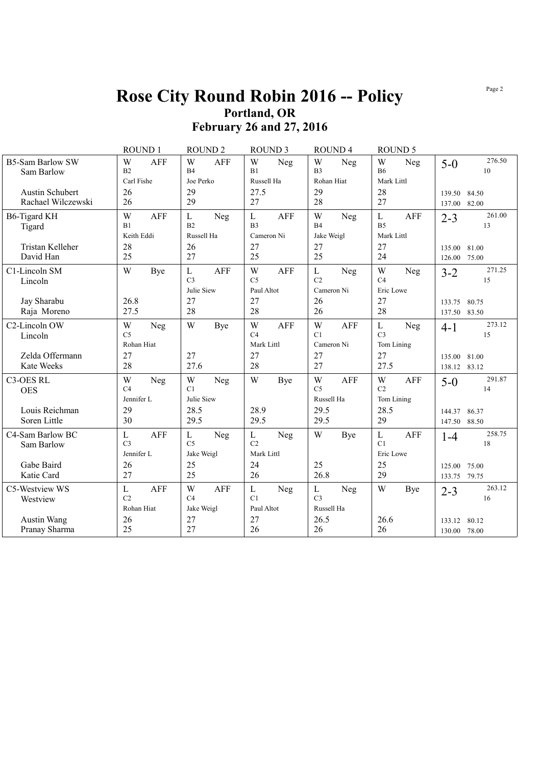# Rose City Round Robin 2016 -- Policy

## Portland, OR

## February 26 and 27, 2016

| | ROUND 1 | ROUND 2 | ROUND 3 | ROUND 4 | ROUND 5 | |
|---|---|---|---|---|---|---|
| B5-Sam Barlow SW<br>Sam Barlow | W AFF<br>B2<br>Carl Fishe | W AFF<br>B4<br>Joe Perko | W Neg<br>B1<br>Russell Ha | W Neg<br>B3<br>Rohan Hiat | W Neg<br>B6<br>Mark Littl | 5-0 276.50<br>10 |
| Austin Schubert<br>Rachael Wilczewski | 26<br>26 | 29<br>29 | 27.5<br>27 | 29<br>28 | 28<br>27 | 139.50 84.50<br>137.00 82.00 |
| B6-Tigard KH<br>Tigard | W AFF<br>B1<br>Keith Eddi | L Neg<br>B2<br>Russell Ha | L AFF<br>B3<br>Cameron Ni | W Neg<br>B4<br>Jake Weigl | L AFF<br>B5<br>Mark Littl | 2-3 261.00<br>13 |
| Tristan Kelleher<br>David Han | 28<br>25 | 26<br>27 | 27<br>25 | 27<br>25 | 27<br>24 | 135.00 81.00<br>126.00 75.00 |
| C1-Lincoln SM<br>Lincoln | W Bye | L AFF<br>C3<br>Julie Siew | W AFF<br>C5<br>Paul Altot | L Neg<br>C2<br>Cameron Ni | W Neg<br>C4<br>Eric Lowe | 3-2 271.25<br>15 |
| Jay Sharabu<br>Raja Moreno | 26.8<br>27.5 | 27<br>28 | 27<br>28 | 26<br>26 | 27<br>28 | 133.75 80.75<br>137.50 83.50 |
| C2-Lincoln OW<br>Lincoln | W Neg<br>C5<br>Rohan Hiat | W Bye | W AFF<br>C4<br>Mark Littl | W AFF<br>C1<br>Cameron Ni | L Neg<br>C3<br>Tom Lining | 4-1 273.12<br>15 |
| Zelda Offermann<br>Kate Weeks | 27<br>28 | 27<br>27.6 | 27<br>28 | 27<br>27 | 27<br>27.5 | 135.00 81.00<br>138.12 83.12 |
| C3-OES RL<br>OES | W Neg<br>C4<br>Jennifer L | W Neg<br>C1<br>Julie Siew | W Bye | W AFF<br>C5<br>Russell Ha | W AFF<br>C2<br>Tom Lining | 5-0 291.87<br>14 |
| Louis Reichman<br>Soren Little | 29<br>30 | 28.5<br>29.5 | 28.9<br>29.5 | 29.5<br>29.5 | 28.5<br>29 | 144.37 86.37<br>147.50 88.50 |
| C4-Sam Barlow BC<br>Sam Barlow | L AFF<br>C3<br>Jennifer L | L Neg<br>C5<br>Jake Weigl | L Neg<br>C2<br>Mark Littl | W Bye | L AFF<br>C1<br>Eric Lowe | 1-4 258.75<br>18 |
| Gabe Baird<br>Katie Card | 26<br>27 | 25<br>25 | 24<br>26 | 25<br>26.8 | 25<br>29 | 125.00 75.00<br>133.75 79.75 |
| C5-Westview WS<br>Westview | L AFF<br>C2<br>Rohan Hiat | W AFF<br>C4<br>Jake Weigl | L Neg<br>C1<br>Paul Altot | L Neg<br>C3<br>Russell Ha | W Bye | 2-3 263.12<br>16 |
| Austin Wang<br>Pranay Sharma | 26<br>25 | 27<br>27 | 27<br>26 | 26.5<br>26 | 26.6<br>26 | 133.12 80.12<br>130.00 78.00 |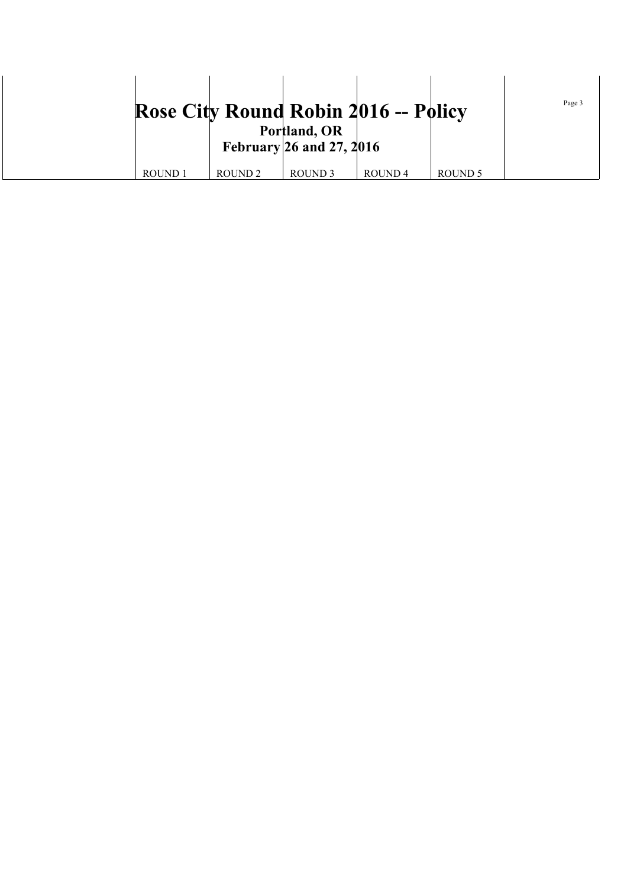# Rose City Round Robin 2016 -- Policy

**Portland, OR**

**February 26 and 27, 2016**

| | ROUND 1 | ROUND 2 | ROUND 3 | ROUND 4 | ROUND 5 | |
|---|---|---|---|---|---|---|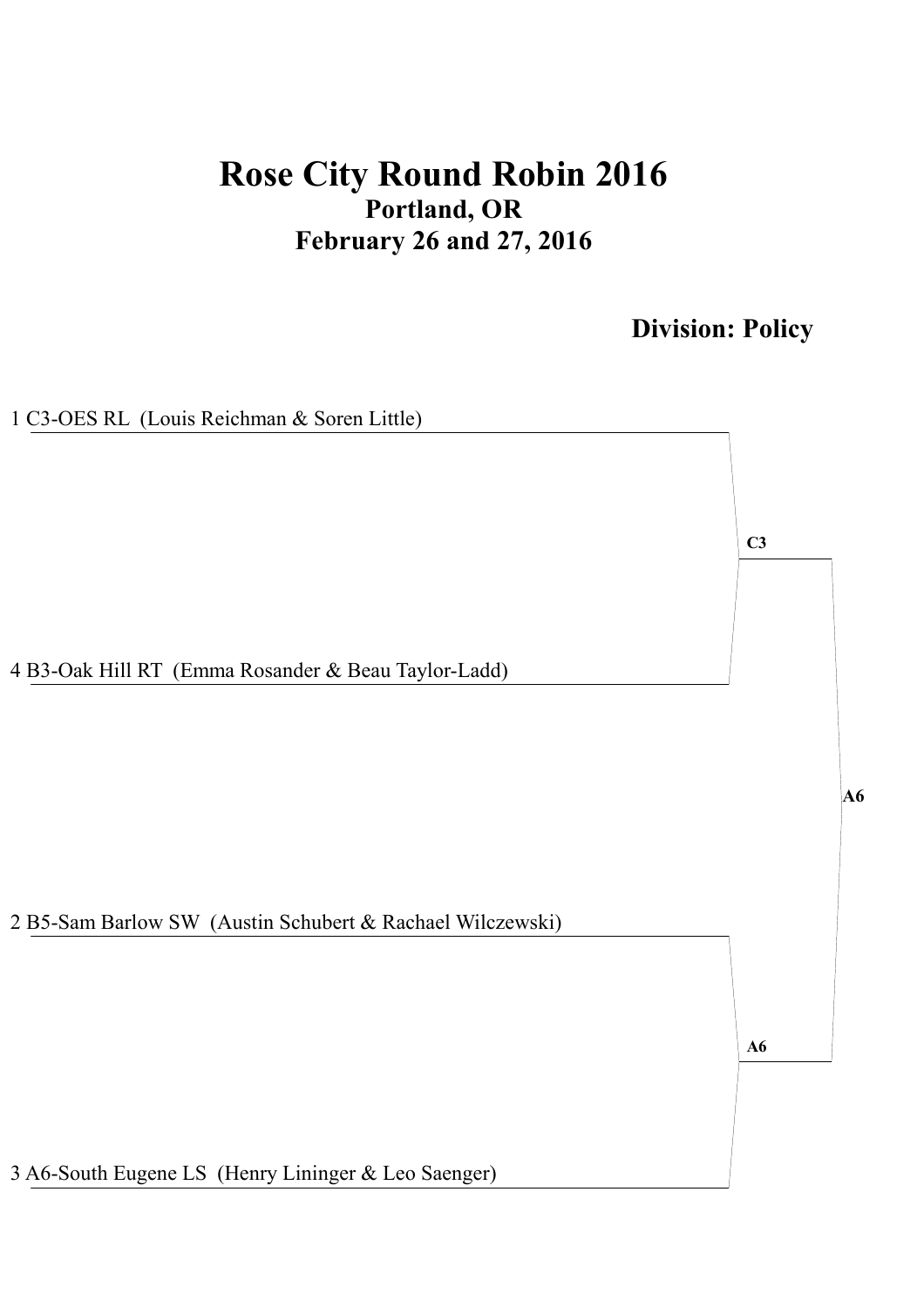# Rose City Round Robin 2016

## Portland, OR

## February 26 and 27, 2016

**Division: Policy**

1 C3-OES RL (Louis Reichman & Soren Little)

4 B3-Oak Hill RT (Emma Rosander & Beau Taylor-Ladd)

**C3**

2 B5-Sam Barlow SW (Austin Schubert & Rachael Wilczewski)

3 A6-South Eugene LS (Henry Lininger & Leo Saenger)

**A6**

**A6**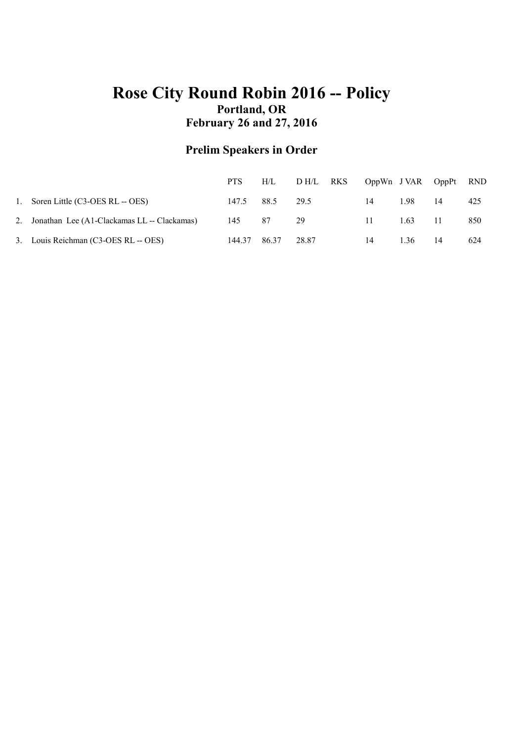# Rose City Round Robin 2016 -- Policy

**Portland, OR**

**February 26 and 27, 2016**

## Prelim Speakers in Order

| | | PTS | H/L | D H/L | RKS | OppWn | J VAR | OppPt | RND |
|---|---|---|---|---|---|---|---|---|---|
| 1. | Soren Little (C3-OES RL -- OES) | 147.5 | 88.5 | 29.5 | | 14 | 1.98 | 14 | 425 |
| 2. | Jonathan Lee (A1-Clackamas LL -- Clackamas) | 145 | 87 | 29 | | 11 | 1.63 | 11 | 850 |
| 3. | Louis Reichman (C3-OES RL -- OES) | 144.37 | 86.37 | 28.87 | | 14 | 1.36 | 14 | 624 |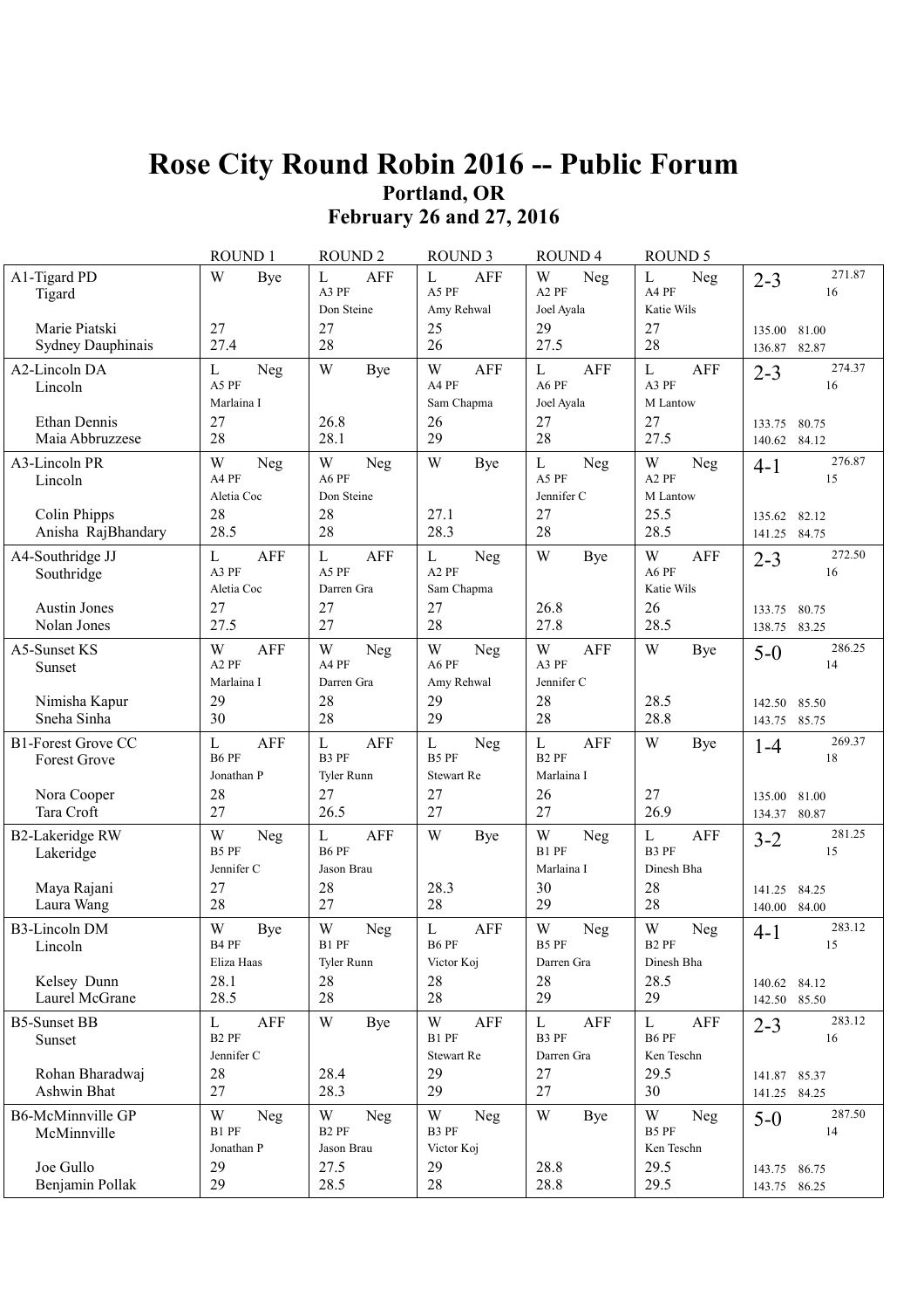# Rose City Round Robin 2016 -- Public Forum

## Portland, OR

## February 26 and 27, 2016

| | ROUND 1 | ROUND 2 | ROUND 3 | ROUND 4 | ROUND 5 | |
|---|---|---|---|---|---|---|
| A1-Tigard PD<br>Tigard<br><br>Marie Piatski<br>Sydney Dauphinais | W Bye<br><br><br>27<br>27.4 | L AFF<br>A3 PF<br>Don Steine<br>27<br>28 | L AFF<br>A5 PF<br>Amy Rehwal<br>25<br>26 | W Neg<br>A2 PF<br>Joel Ayala<br>29<br>27.5 | L Neg<br>A4 PF<br>Katie Wils<br>27<br>28 | 2-3 271.87<br>16<br><br>135.00 81.00<br>136.87 82.87 |
| A2-Lincoln DA<br>Lincoln<br><br>Ethan Dennis<br>Maia Abbruzzese | L Neg<br>A5 PF<br>Marlaina I<br>27<br>28 | W Bye<br><br><br>26.8<br>28.1 | W AFF<br>A4 PF<br>Sam Chapma<br>26<br>29 | L AFF<br>A6 PF<br>Joel Ayala<br>27<br>28 | L AFF<br>A3 PF<br>M Lantow<br>27<br>27.5 | 2-3 274.37<br>16<br><br>133.75 80.75<br>140.62 84.12 |
| A3-Lincoln PR<br>Lincoln<br><br>Colin Phipps<br>Anisha RajBhandary | W Neg<br>A4 PF<br>Aletia Coc<br>28<br>28.5 | W Neg<br>A6 PF<br>Don Steine<br>28<br>28 | W Bye<br><br><br>27.1<br>28.3 | L Neg<br>A5 PF<br>Jennifer C<br>27<br>28 | W Neg<br>A2 PF<br>M Lantow<br>25.5<br>28.5 | 4-1 276.87<br>15<br><br>135.62 82.12<br>141.25 84.75 |
| A4-Southridge JJ<br>Southridge<br><br>Austin Jones<br>Nolan Jones | L AFF<br>A3 PF<br>Aletia Coc<br>27<br>27.5 | L AFF<br>A5 PF<br>Darren Gra<br>27<br>27 | L Neg<br>A2 PF<br>Sam Chapma<br>27<br>28 | W Bye<br><br><br>26.8<br>27.8 | W AFF<br>A6 PF<br>Katie Wils<br>26<br>28.5 | 2-3 272.50<br>16<br><br>133.75 80.75<br>138.75 83.25 |
| A5-Sunset KS<br>Sunset<br><br>Nimisha Kapur<br>Sneha Sinha | W AFF<br>A2 PF<br>Marlaina I<br>29<br>30 | W Neg<br>A4 PF<br>Darren Gra<br>28<br>28 | W Neg<br>A6 PF<br>Amy Rehwal<br>29<br>29 | W AFF<br>A3 PF<br>Jennifer C<br>28<br>28 | W Bye<br><br><br>28.5<br>28.8 | 5-0 286.25<br>14<br><br>142.50 85.50<br>143.75 85.75 |
| B1-Forest Grove CC<br>Forest Grove<br><br>Nora Cooper<br>Tara Croft | L AFF<br>B6 PF<br>Jonathan P<br>28<br>27 | L AFF<br>B3 PF<br>Tyler Runn<br>27<br>26.5 | L Neg<br>B5 PF<br>Stewart Re<br>27<br>27 | L AFF<br>B2 PF<br>Marlaina I<br>26<br>27 | W Bye<br><br><br>27<br>26.9 | 1-4 269.37<br>18<br><br>135.00 81.00<br>134.37 80.87 |
| B2-Lakeridge RW<br>Lakeridge<br><br>Maya Rajani<br>Laura Wang | W Neg<br>B5 PF<br>Jennifer C<br>27<br>28 | L AFF<br>B6 PF<br>Jason Brau<br>28<br>27 | W Bye<br><br><br>28.3<br>28 | W Neg<br>B1 PF<br>Marlaina I<br>30<br>29 | L AFF<br>B3 PF<br>Dinesh Bha<br>28<br>28 | 3-2 281.25<br>15<br><br>141.25 84.25<br>140.00 84.00 |
| B3-Lincoln DM<br>Lincoln<br><br>Kelsey Dunn<br>Laurel McGrane | W Bye<br>B4 PF<br>Eliza Haas<br>28.1<br>28.5 | W Neg<br>B1 PF<br>Tyler Runn<br>28<br>28 | L AFF<br>B6 PF<br>Victor Koj<br>28<br>28 | W Neg<br>B5 PF<br>Darren Gra<br>28<br>29 | W Neg<br>B2 PF<br>Dinesh Bha<br>28.5<br>29 | 4-1 283.12<br>15<br><br>140.62 84.12<br>142.50 85.50 |
| B5-Sunset BB<br>Sunset<br><br>Rohan Bharadwaj<br>Ashwin Bhat | L AFF<br>B2 PF<br>Jennifer C<br>28<br>27 | W Bye<br><br><br>28.4<br>28.3 | W AFF<br>B1 PF<br>Stewart Re<br>29<br>29 | L AFF<br>B3 PF<br>Darren Gra<br>27<br>27 | L AFF<br>B6 PF<br>Ken Teschn<br>29.5<br>30 | 2-3 283.12<br>16<br><br>141.87 85.37<br>141.25 84.25 |
| B6-McMinnville GP<br>McMinnville<br><br>Joe Gullo<br>Benjamin Pollak | W Neg<br>B1 PF<br>Jonathan P<br>29<br>29 | W Neg<br>B2 PF<br>Jason Brau<br>27.5<br>28.5 | W Neg<br>B3 PF<br>Victor Koj<br>29<br>28 | W Bye<br><br><br>28.8<br>28.8 | W Neg<br>B5 PF<br>Ken Teschn<br>29.5<br>29.5 | 5-0 287.50<br>14<br><br>143.75 86.75<br>143.75 86.25 |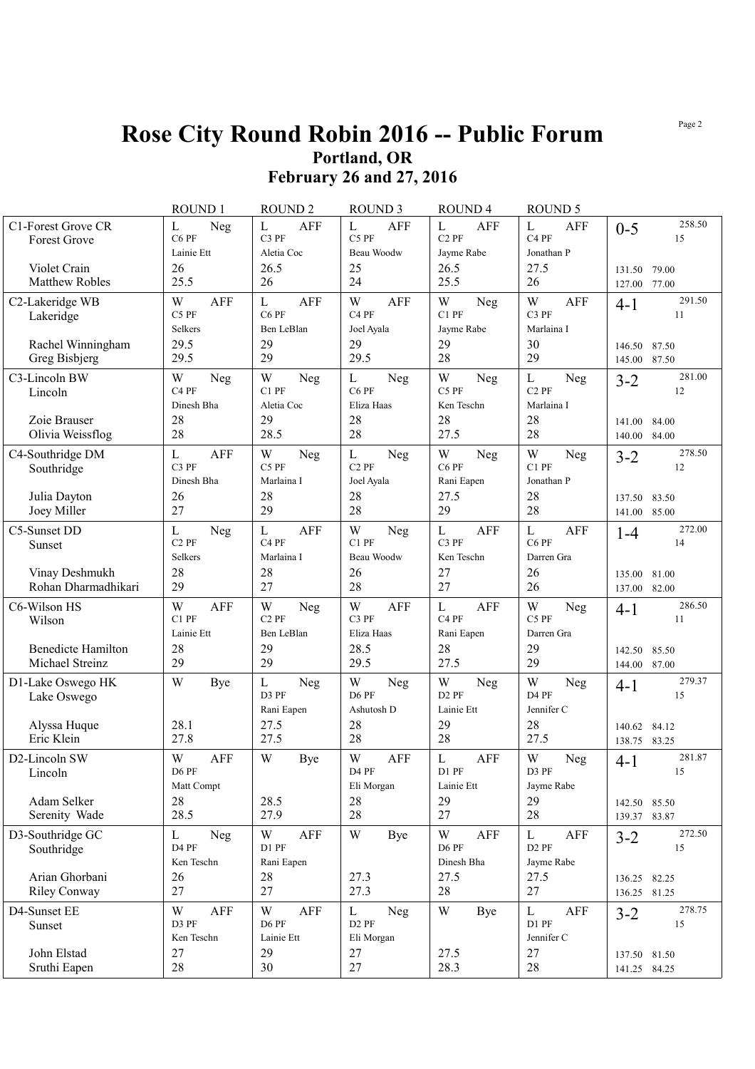# Rose City Round Robin 2016 -- Public Forum

## Portland, OR

## February 26 and 27, 2016

| Team | ROUND 1 | ROUND 2 | ROUND 3 | ROUND 4 | ROUND 5 | Record |
|---|---|---|---|---|---|---|
| C1-Forest Grove CR<br>Forest Grove | L Neg<br>C6 PF<br>Lainie Ett | L AFF<br>C3 PF<br>Aletia Coc | L AFF<br>C5 PF<br>Beau Woodw | L AFF<br>C2 PF<br>Jayme Rabe | L AFF<br>C4 PF<br>Jonathan P | 0-5 258.50 15 |
| Violet Crain | 26 | 26.5 | 25 | 26.5 | 27.5 | 131.50 79.00 |
| Matthew Robles | 25.5 | 26 | 24 | 25.5 | 26 | 127.00 77.00 |
| C2-Lakeridge WB<br>Lakeridge | W AFF<br>C5 PF<br>Selkers | L AFF<br>C6 PF<br>Ben LeBlan | W AFF<br>C4 PF<br>Joel Ayala | W Neg<br>C1 PF<br>Jayme Rabe | W AFF<br>C3 PF<br>Marlaina I | 4-1 291.50 11 |
| Rachel Winningham | 29.5 | 29 | 29 | 29 | 30 | 146.50 87.50 |
| Greg Bisbjerg | 29.5 | 29 | 29.5 | 28 | 29 | 145.00 87.50 |
| C3-Lincoln BW<br>Lincoln | W Neg<br>C4 PF<br>Dinesh Bha | W Neg<br>C1 PF<br>Aletia Coc | L Neg<br>C6 PF<br>Eliza Haas | W Neg<br>C5 PF<br>Ken Teschn | L Neg<br>C2 PF<br>Marlaina I | 3-2 281.00 12 |
| Zoie Brauser | 28 | 29 | 28 | 28 | 28 | 141.00 84.00 |
| Olivia Weissflog | 28 | 28.5 | 28 | 27.5 | 28 | 140.00 84.00 |
| C4-Southridge DM<br>Southridge | L AFF<br>C3 PF<br>Dinesh Bha | W Neg<br>C5 PF<br>Marlaina I | L Neg<br>C2 PF<br>Joel Ayala | W Neg<br>C6 PF<br>Rani Eapen | W Neg<br>C1 PF<br>Jonathan P | 3-2 278.50 12 |
| Julia Dayton | 26 | 28 | 28 | 27.5 | 28 | 137.50 83.50 |
| Joey Miller | 27 | 29 | 28 | 29 | 28 | 141.00 85.00 |
| C5-Sunset DD<br>Sunset | L Neg<br>C2 PF<br>Selkers | L AFF<br>C4 PF<br>Marlaina I | W Neg<br>C1 PF<br>Beau Woodw | L AFF<br>C3 PF<br>Ken Teschn | L AFF<br>C6 PF<br>Darren Gra | 1-4 272.00 14 |
| Vinay Deshmukh | 28 | 28 | 26 | 27 | 26 | 135.00 81.00 |
| Rohan Dharmadhikari | 29 | 27 | 28 | 27 | 26 | 137.00 82.00 |
| C6-Wilson HS<br>Wilson | W AFF<br>C1 PF<br>Lainie Ett | W Neg<br>C2 PF<br>Ben LeBlan | W AFF<br>C3 PF<br>Eliza Haas | L AFF<br>C4 PF<br>Rani Eapen | W Neg<br>C5 PF<br>Darren Gra | 4-1 286.50 11 |
| Benedicte Hamilton | 28 | 29 | 28.5 | 28 | 29 | 142.50 85.50 |
| Michael Streinz | 29 | 29 | 29.5 | 27.5 | 29 | 144.00 87.00 |
| D1-Lake Oswego HK<br>Lake Oswego | W Bye | L Neg<br>D3 PF<br>Rani Eapen | W Neg<br>D6 PF<br>Ashutosh D | W Neg<br>D2 PF<br>Lainie Ett | W Neg<br>D4 PF<br>Jennifer C | 4-1 279.37 15 |
| Alyssa Huque | 28.1 | 27.5 | 28 | 29 | 28 | 140.62 84.12 |
| Eric Klein | 27.8 | 27.5 | 28 | 28 | 27.5 | 138.75 83.25 |
| D2-Lincoln SW<br>Lincoln | W AFF<br>D6 PF<br>Matt Compt | W Bye | W AFF<br>D4 PF<br>Eli Morgan | L AFF<br>D1 PF<br>Lainie Ett | W Neg<br>D3 PF<br>Jayme Rabe | 4-1 281.87 15 |
| Adam Selker | 28 | 28.5 | 28 | 29 | 29 | 142.50 85.50 |
| Serenity Wade | 28.5 | 27.9 | 28 | 27 | 28 | 139.37 83.87 |
| D3-Southridge GC<br>Southridge | L Neg<br>D4 PF<br>Ken Teschn | W AFF<br>D1 PF<br>Rani Eapen | W Bye | W AFF<br>D6 PF<br>Dinesh Bha | L AFF<br>D2 PF<br>Jayme Rabe | 3-2 272.50 15 |
| Arian Ghorbani | 26 | 28 | 27.3 | 27.5 | 27.5 | 136.25 82.25 |
| Riley Conway | 27 | 27 | 27.3 | 28 | 27 | 136.25 81.25 |
| D4-Sunset EE<br>Sunset | W AFF<br>D3 PF<br>Ken Teschn | W AFF<br>D6 PF<br>Lainie Ett | L Neg<br>D2 PF<br>Eli Morgan | W Bye | L AFF<br>D1 PF<br>Jennifer C | 3-2 278.75 15 |
| John Elstad | 27 | 29 | 27 | 27.5 | 27 | 137.50 81.50 |
| Sruthi Eapen | 28 | 30 | 27 | 28.3 | 28 | 141.25 84.25 |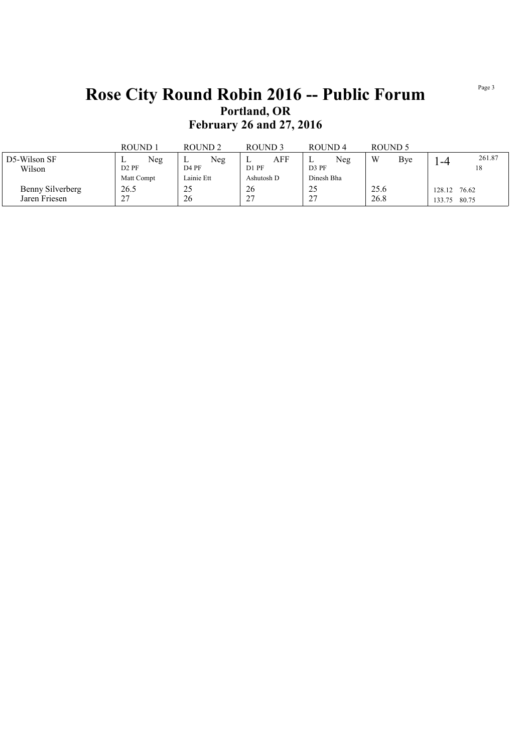# Rose City Round Robin 2016 -- Public Forum

## Portland, OR

## February 26 and 27, 2016

| | ROUND 1 | ROUND 2 | ROUND 3 | ROUND 4 | ROUND 5 | | |
|---|---|---|---|---|---|---|---|
| D5-Wilson SF<br>Wilson | L Neg<br>D2 PF<br>Matt Compt | L Neg<br>D4 PF<br>Lainie Ett | L AFF<br>D1 PF<br>Ashutosh D | L Neg<br>D3 PF<br>Dinesh Bha | W Bye | 1-4 | 261.87<br>18 |
| Benny Silverberg | 26.5 | 25 | 26 | 25 | 25.6 | 128.12 | 76.62 |
| Jaren Friesen | 27 | 26 | 27 | 27 | 26.8 | 133.75 | 80.75 |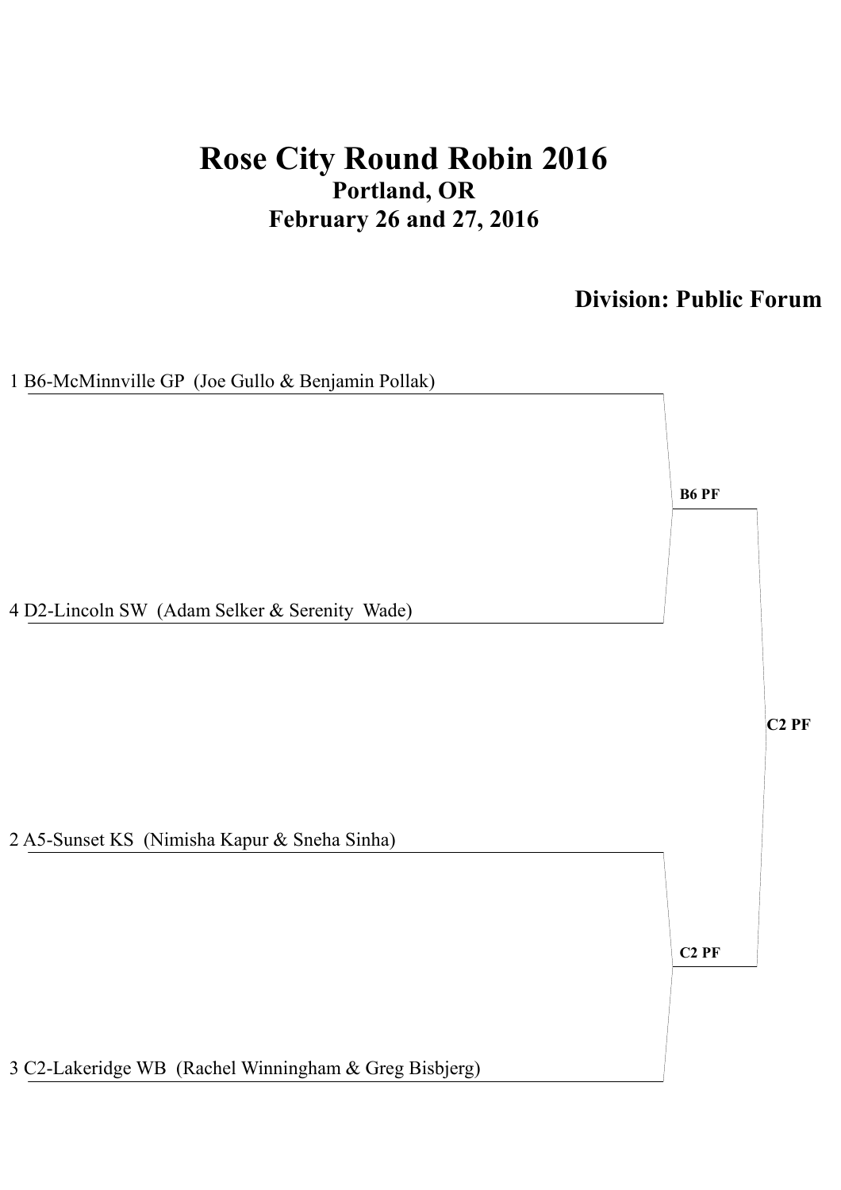# Rose City Round Robin 2016

## Portland, OR

## February 26 and 27, 2016

### Division: Public Forum

1 B6-McMinnville GP  (Joe Gullo & Benjamin Pollak)

**B6 PF**

4 D2-Lincoln SW  (Adam Selker & Serenity  Wade)

**C2 PF**

2 A5-Sunset KS  (Nimisha Kapur & Sneha Sinha)

**C2 PF**

3 C2-Lakeridge WB  (Rachel Winningham & Greg Bisbjerg)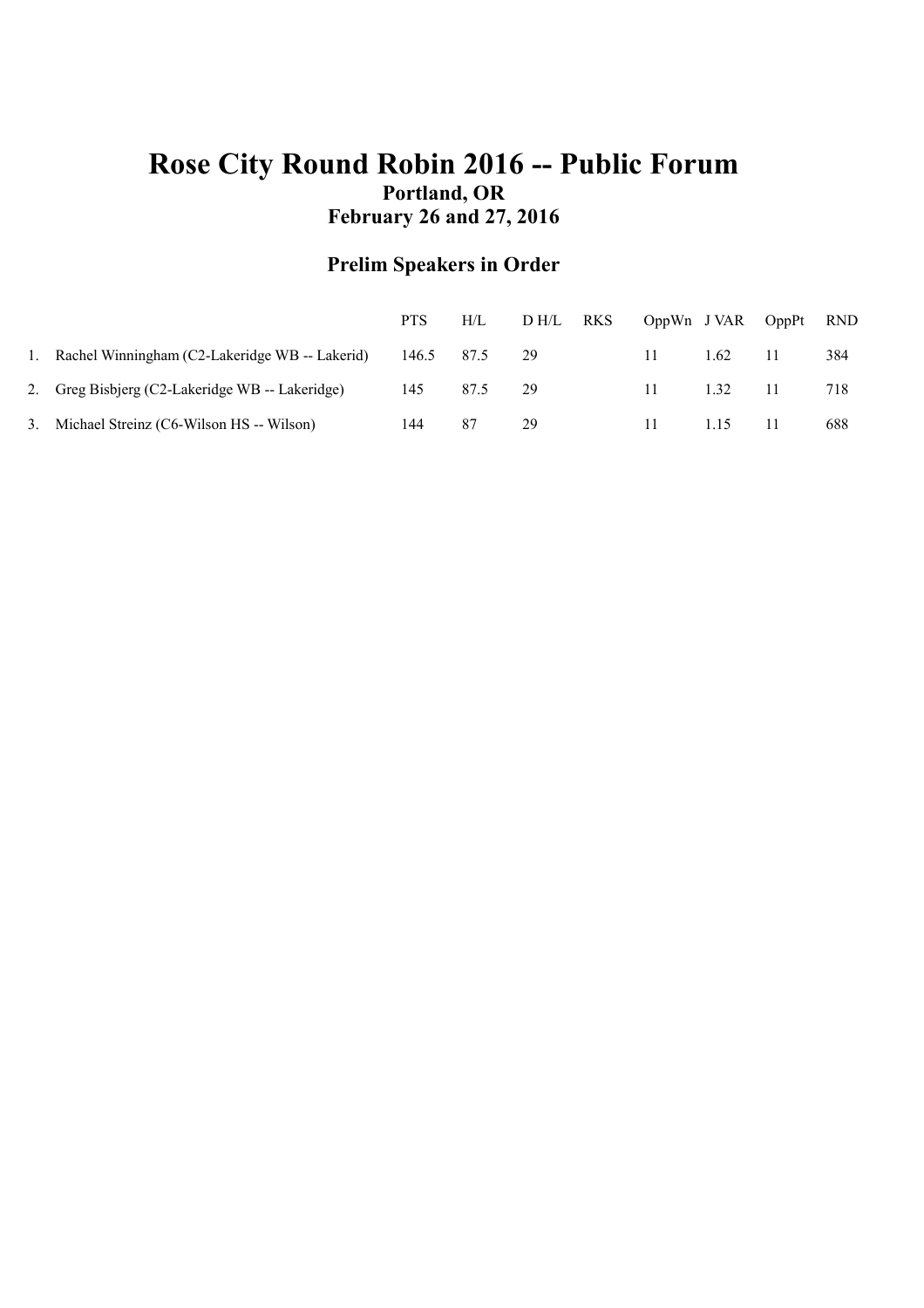# Rose City Round Robin 2016 -- Public Forum

**Portland, OR**

**February 26 and 27, 2016**

### Prelim Speakers in Order

| | | PTS | H/L | D H/L | RKS | OppWn | J VAR | OppPt | RND |
|---|---|---|---|---|---|---|---|---|---|
| 1. | Rachel Winningham (C2-Lakeridge WB -- Lakerid) | 146.5 | 87.5 | 29 | | 11 | 1.62 | 11 | 384 |
| 2. | Greg Bisbjerg (C2-Lakeridge WB -- Lakeridge) | 145 | 87.5 | 29 | | 11 | 1.32 | 11 | 718 |
| 3. | Michael Streinz (C6-Wilson HS -- Wilson) | 144 | 87 | 29 | | 11 | 1.15 | 11 | 688 |